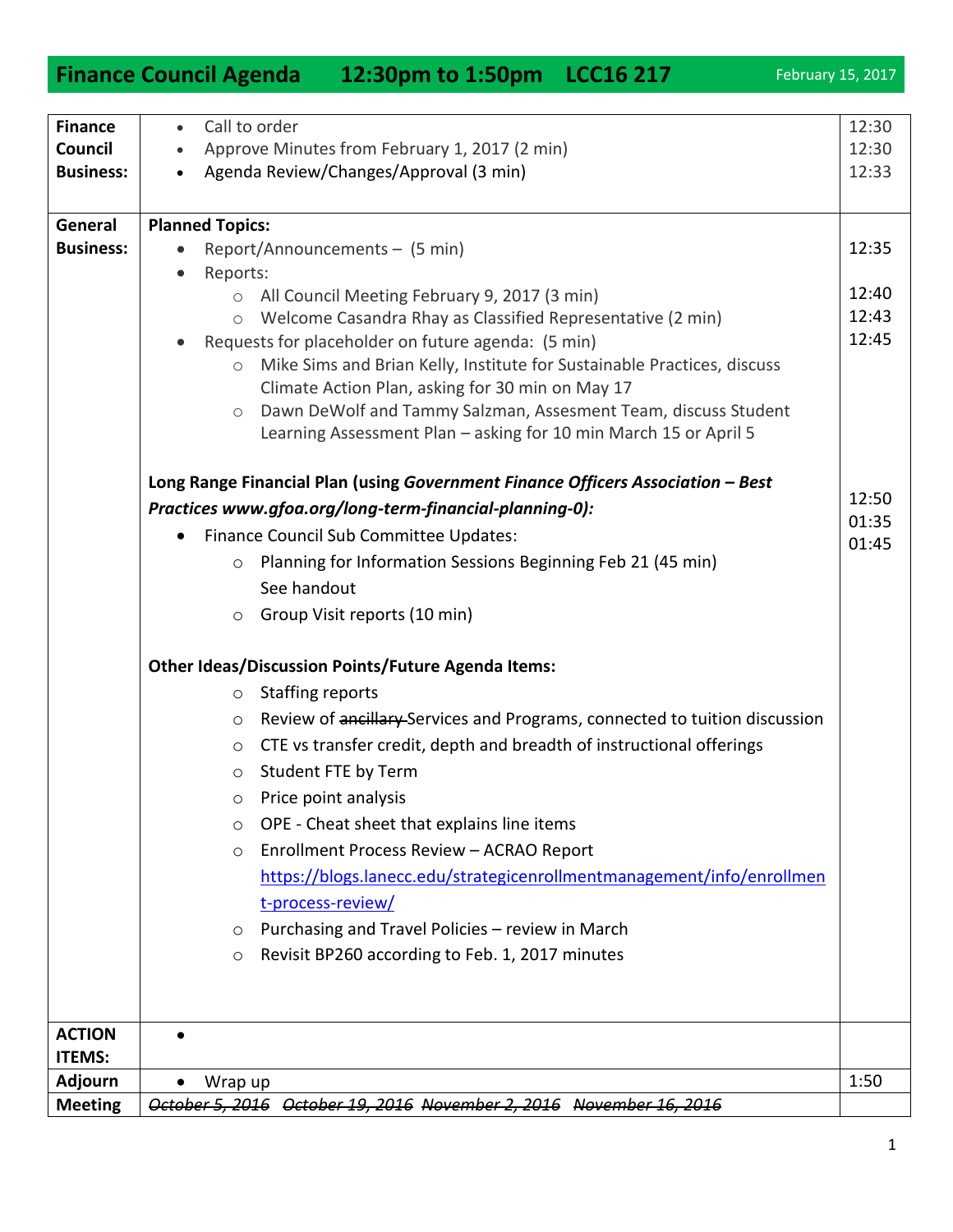# Finance Council Agenda 12:30pm to 1:50pm LCC16 217

February 15, 2017

| | | |
|---|---|---|
| **Finance Council Business:** | • Call to order<br>• Approve Minutes from February 1, 2017 (2 min)<br>• Agenda Review/Changes/Approval (3 min) | 12:30<br>12:30<br>12:33 |
| **General Business:** | **Planned Topics:**<br>• Report/Announcements – (5 min)<br>• Reports:<br>  ○ All Council Meeting February 9, 2017 (3 min)<br>  ○ Welcome Casandra Rhay as Classified Representative (2 min)<br>• Requests for placeholder on future agenda: (5 min)<br>  ○ Mike Sims and Brian Kelly, Institute for Sustainable Practices, discuss Climate Action Plan, asking for 30 min on May 17<br>  ○ Dawn DeWolf and Tammy Salzman, Assesment Team, discuss Student Learning Assessment Plan – asking for 10 min March 15 or April 5<br><br>**Long Range Financial Plan (using *Government Finance Officers Association – Best Practices www.gfoa.org/long-term-financial-planning-0):***<br>• Finance Council Sub Committee Updates:<br>  ○ Planning for Information Sessions Beginning Feb 21 (45 min) See handout<br>  ○ Group Visit reports (10 min)<br><br>**Other Ideas/Discussion Points/Future Agenda Items:**<br>  ○ Staffing reports<br>  ○ Review of ~~ancillary~~ Services and Programs, connected to tuition discussion<br>  ○ CTE vs transfer credit, depth and breadth of instructional offerings<br>  ○ Student FTE by Term<br>  ○ Price point analysis<br>  ○ OPE - Cheat sheet that explains line items<br>  ○ Enrollment Process Review – ACRAO Report https://blogs.lanecc.edu/strategicenrollmentmanagement/info/enrollment-process-review/<br>  ○ Purchasing and Travel Policies – review in March<br>  ○ Revisit BP260 according to Feb. 1, 2017 minutes | 12:35<br><br>12:40<br>12:43<br>12:45<br><br><br><br><br>12:50<br>01:35<br>01:45 |
| **ACTION ITEMS:** | • | |
| **Adjourn** | • Wrap up | 1:50 |
| **Meeting** | ~~*October 5, 2016*~~ ~~*October 19, 2016*~~ ~~*November 2, 2016*~~ ~~*November 16, 2016*~~ | |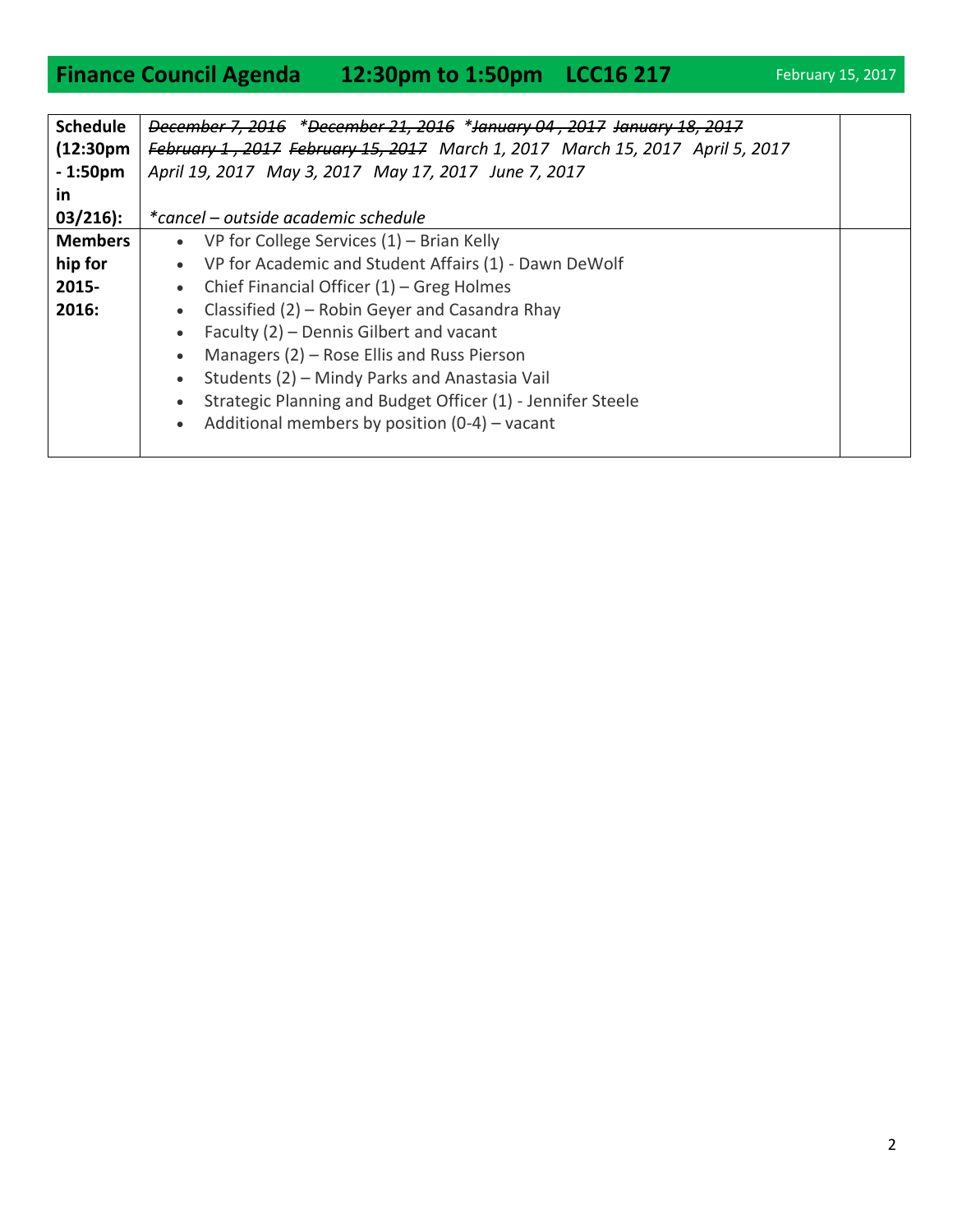# Finance Council Agenda 12:30pm to 1:50pm LCC16 217

February 15, 2017

| | | |
|---|---|---|
| **Schedule (12:30pm - 1:50pm in 03/216):** | ~~*December 7, 2016*~~ ~~*\*December 21, 2016*~~ ~~*\*January 04 , 2017*~~ ~~*January 18, 2017*~~ ~~*February 1 , 2017*~~ ~~*February 15, 2017*~~ *March 1, 2017 March 15, 2017 April 5, 2017 April 19, 2017 May 3, 2017 May 17, 2017 June 7, 2017*<br><br>*\*cancel – outside academic schedule* | |
| **Membership for 2015-2016:** | • VP for College Services (1) – Brian Kelly<br>• VP for Academic and Student Affairs (1) - Dawn DeWolf<br>• Chief Financial Officer (1) – Greg Holmes<br>• Classified (2) – Robin Geyer and Casandra Rhay<br>• Faculty (2) – Dennis Gilbert and vacant<br>• Managers (2) – Rose Ellis and Russ Pierson<br>• Students (2) – Mindy Parks and Anastasia Vail<br>• Strategic Planning and Budget Officer (1) - Jennifer Steele<br>• Additional members by position (0-4) – vacant | |